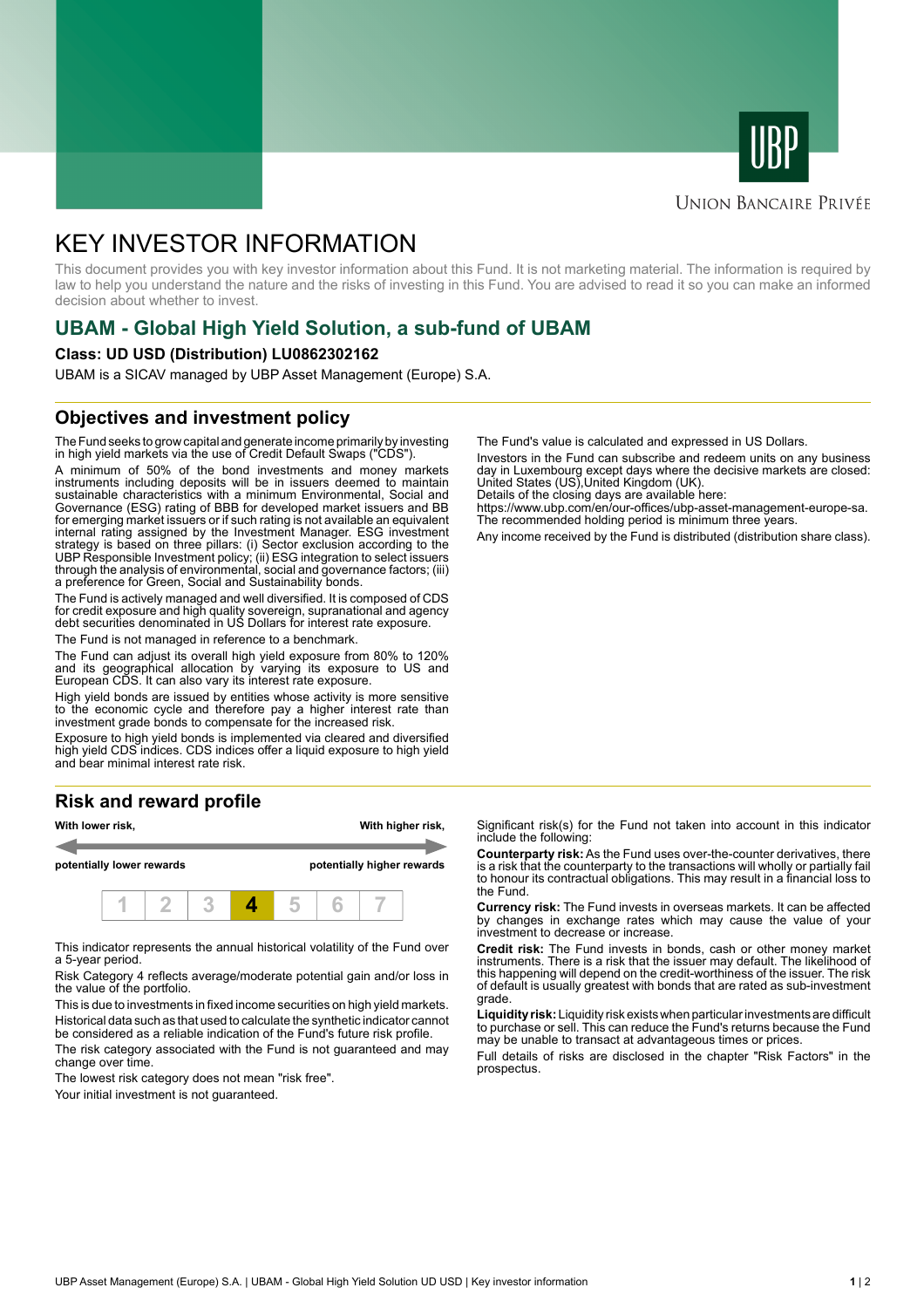UBP

Union Bancaire Privée

# KEY INVESTOR INFORMATION

This document provides you with key investor information about this Fund. It is not marketing material. The information is required by law to help you understand the nature and the risks of investing in this Fund. You are advised to read it so you can make an informed decision about whether to invest.

## UBAM - Global High Yield Solution, a sub-fund of UBAM

**Class: UD USD (Distribution) LU0862302162**

UBAM is a SICAV managed by UBP Asset Management (Europe) S.A.

## Objectives and investment policy

The Fund seeks to grow capital and generate income primarily by investing in high yield markets via the use of Credit Default Swaps ("CDS").

A minimum of 50% of the bond investments and money markets instruments including deposits will be in issuers deemed to maintain sustainable characteristics with a minimum Environmental, Social and Governance (ESG) rating of BBB for developed market issuers and BB for emerging market issuers or if such rating is not available an equivalent internal rating assigned by the Investment Manager. ESG investment strategy is based on three pillars: (i) Sector exclusion according to the UBP Responsible Investment policy; (ii) ESG integration to select issuers through the analysis of environmental, social and governance factors; (iii) a preference for Green, Social and Sustainability bonds.

The Fund is actively managed and well diversified. It is composed of CDS for credit exposure and high quality sovereign, supranational and agency debt securities denominated in US Dollars for interest rate exposure.

The Fund is not managed in reference to a benchmark.

The Fund can adjust its overall high yield exposure from 80% to 120% and its geographical allocation by varying its exposure to US and European CDS. It can also vary its interest rate exposure.

High yield bonds are issued by entities whose activity is more sensitive to the economic cycle and therefore pay a higher interest rate than investment grade bonds to compensate for the increased risk.

Exposure to high yield bonds is implemented via cleared and diversified high yield CDS indices. CDS indices offer a liquid exposure to high yield and bear minimal interest rate risk.

The Fund's value is calculated and expressed in US Dollars.

Investors in the Fund can subscribe and redeem units on any business day in Luxembourg except days where the decisive markets are closed: United States (US),United Kingdom (UK).
Details of the closing days are available here:
https://www.ubp.com/en/our-offices/ubp-asset-management-europe-sa.
The recommended holding period is minimum three years.

Any income received by the Fund is distributed (distribution share class).

## Risk and reward profile

| **With lower risk,** | **With higher risk,** |
|---|---|
| **potentially lower rewards** | **potentially higher rewards** |

| 1 | 2 | 3 | **4** | 5 | 6 | 7 |
|---|---|---|---|---|---|---|

This indicator represents the annual historical volatility of the Fund over a 5-year period.

Risk Category 4 reflects average/moderate potential gain and/or loss in the value of the portfolio.

This is due to investments in fixed income securities on high yield markets.

Historical data such as that used to calculate the synthetic indicator cannot be considered as a reliable indication of the Fund's future risk profile.

The risk category associated with the Fund is not guaranteed and may change over time.

The lowest risk category does not mean "risk free".

Your initial investment is not guaranteed.

Significant risk(s) for the Fund not taken into account in this indicator include the following:

**Counterparty risk:** As the Fund uses over-the-counter derivatives, there is a risk that the counterparty to the transactions will wholly or partially fail to honour its contractual obligations. This may result in a financial loss to the Fund.

**Currency risk:** The Fund invests in overseas markets. It can be affected by changes in exchange rates which may cause the value of your investment to decrease or increase.

**Credit risk:** The Fund invests in bonds, cash or other money market instruments. There is a risk that the issuer may default. The likelihood of this happening will depend on the credit-worthiness of the issuer. The risk of default is usually greatest with bonds that are rated as sub-investment grade.

**Liquidity risk:** Liquidity risk exists when particular investments are difficult to purchase or sell. This can reduce the Fund's returns because the Fund may be unable to transact at advantageous times or prices.

Full details of risks are disclosed in the chapter "Risk Factors" in the prospectus.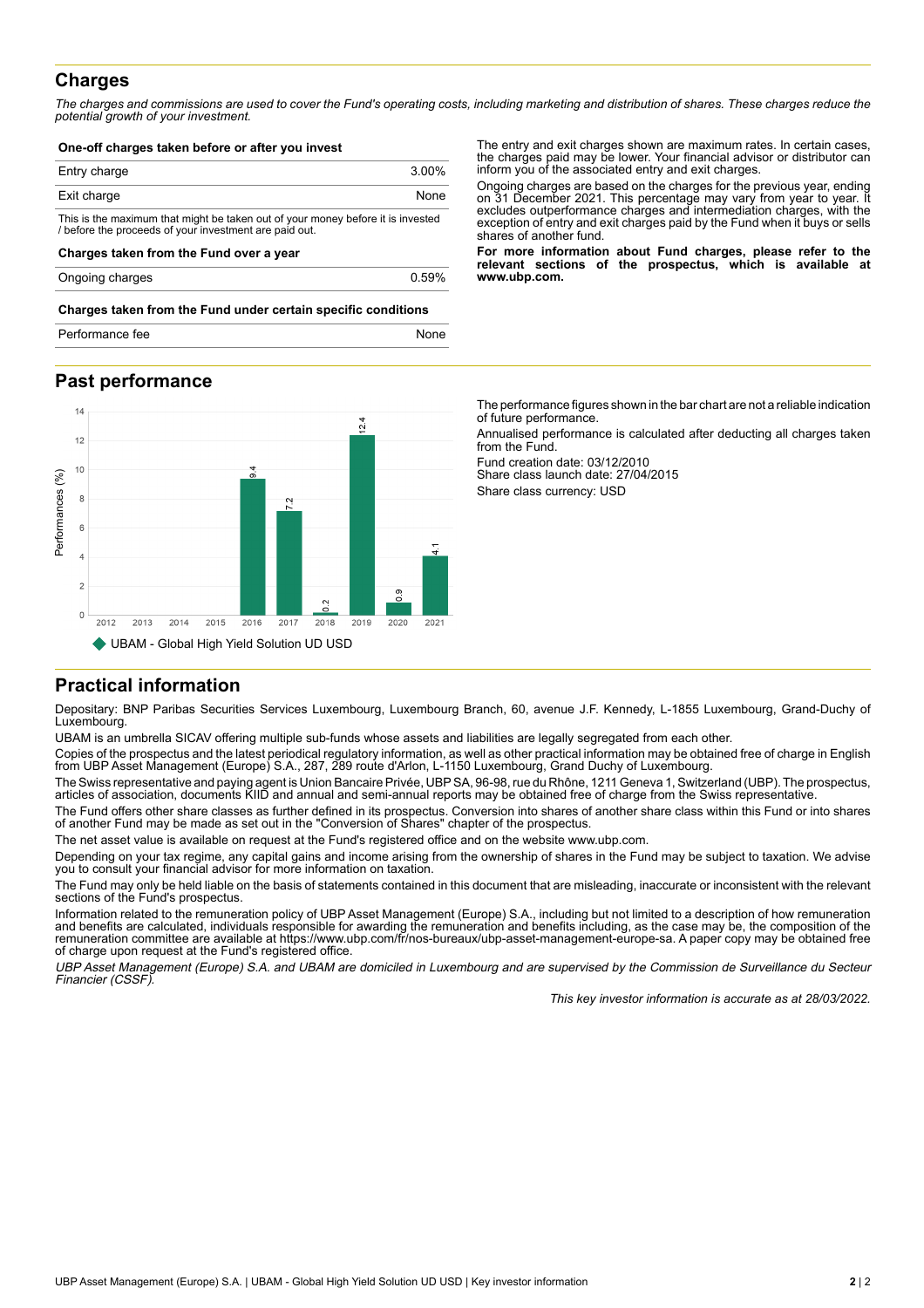## Charges

*The charges and commissions are used to cover the Fund's operating costs, including marketing and distribution of shares. These charges reduce the potential growth of your investment.*

| One-off charges taken before or after you invest | |
|---|---|
| Entry charge | 3.00% |
| Exit charge | None |

This is the maximum that might be taken out of your money before it is invested / before the proceeds of your investment are paid out.

| Charges taken from the Fund over a year | |
|---|---|
| Ongoing charges | 0.59% |

| Charges taken from the Fund under certain specific conditions | |
|---|---|
| Performance fee | None |

The entry and exit charges shown are maximum rates. In certain cases, the charges paid may be lower. Your financial advisor or distributor can inform you of the associated entry and exit charges.

Ongoing charges are based on the charges for the previous year, ending on 31 December 2021. This percentage may vary from year to year. It excludes outperformance charges and intermediation charges, with the exception of entry and exit charges paid by the Fund when it buys or sells shares of another fund.

**For more information about Fund charges, please refer to the relevant sections of the prospectus, which is available at www.ubp.com.**

## Past performance

Performances (%)

14
12
10
8
6
4
2
0

2012 2013 2014 2015 2016 2017 2018 2019 2020 2021

9.4
7.2
0.2
12.4
0.9
4.1

UBAM - Global High Yield Solution UD USD

The performance figures shown in the bar chart are not a reliable indication of future performance.

Annualised performance is calculated after deducting all charges taken from the Fund.

Fund creation date: 03/12/2010
Share class launch date: 27/04/2015
Share class currency: USD

## Practical information

Depositary: BNP Paribas Securities Services Luxembourg, Luxembourg Branch, 60, avenue J.F. Kennedy, L-1855 Luxembourg, Grand-Duchy of Luxembourg.

UBAM is an umbrella SICAV offering multiple sub-funds whose assets and liabilities are legally segregated from each other.

Copies of the prospectus and the latest periodical regulatory information, as well as other practical information may be obtained free of charge in English from UBP Asset Management (Europe) S.A., 287, 289 route d'Arlon, L-1150 Luxembourg, Grand Duchy of Luxembourg.

The Swiss representative and paying agent is Union Bancaire Privée, UBP SA, 96-98, rue du Rhône, 1211 Geneva 1, Switzerland (UBP). The prospectus, articles of association, documents KIID and annual and semi-annual reports may be obtained free of charge from the Swiss representative.

The Fund offers other share classes as further defined in its prospectus. Conversion into shares of another share class within this Fund or into shares of another Fund may be made as set out in the "Conversion of Shares" chapter of the prospectus.

The net asset value is available on request at the Fund's registered office and on the website www.ubp.com.

Depending on your tax regime, any capital gains and income arising from the ownership of shares in the Fund may be subject to taxation. We advise you to consult your financial advisor for more information on taxation.

The Fund may only be held liable on the basis of statements contained in this document that are misleading, inaccurate or inconsistent with the relevant sections of the Fund's prospectus.

Information related to the remuneration policy of UBP Asset Management (Europe) S.A., including but not limited to a description of how remuneration and benefits are calculated, individuals responsible for awarding the remuneration and benefits including, as the case may be, the composition of the remuneration committee are available at https://www.ubp.com/fr/nos-bureaux/ubp-asset-management-europe-sa. A paper copy may be obtained free of charge upon request at the Fund's registered office.

*UBP Asset Management (Europe) S.A. and UBAM are domiciled in Luxembourg and are supervised by the Commission de Surveillance du Secteur Financier (CSSF).*

*This key investor information is accurate as at 28/03/2022.*